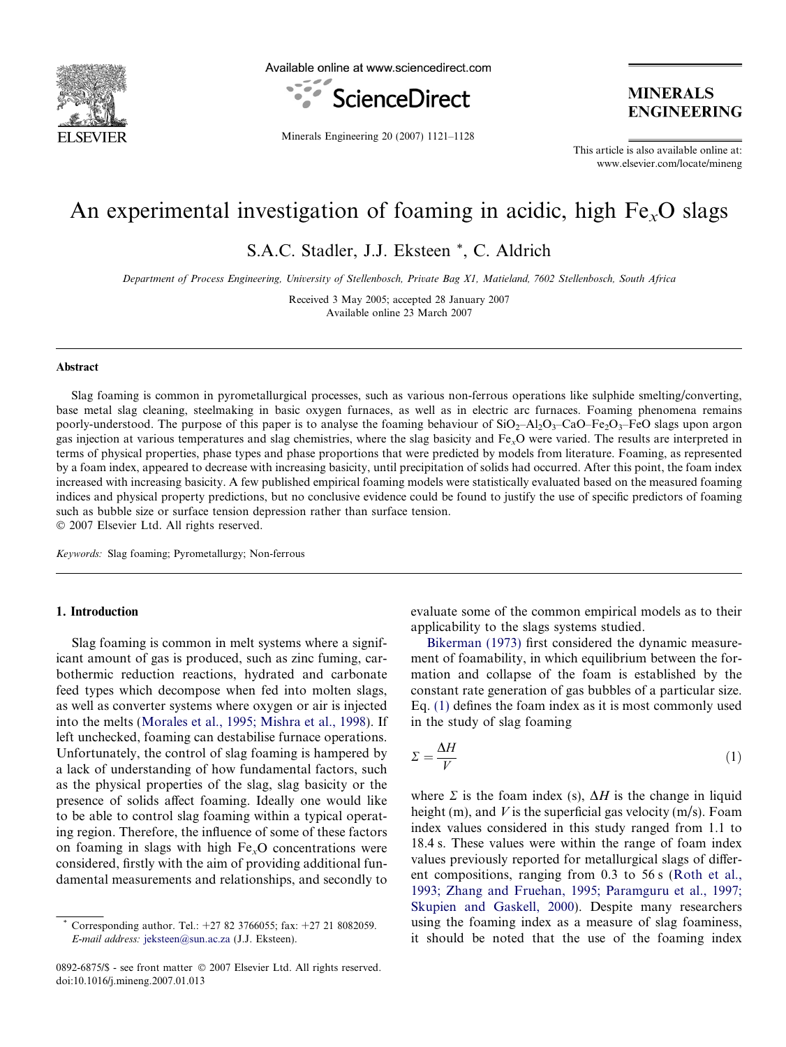# An experimental investigation of foaming in acidic, high $Fe_xO$ slags

S.A.C. Stadler, J.J. Eksteen *, C. Aldrich

*Department of Process Engineering, University of Stellenbosch, Private Bag X1, Matieland, 7602 Stellenbosch, South Africa*

Received 3 May 2005; accepted 28 January 2007
Available online 23 March 2007

## Abstract

Slag foaming is common in pyrometallurgical processes, such as various non-ferrous operations like sulphide smelting/converting, base metal slag cleaning, steelmaking in basic oxygen furnaces, as well as in electric arc furnaces. Foaming phenomena remains poorly-understood. The purpose of this paper is to analyse the foaming behaviour of $SiO_2$–$Al_2O_3$–CaO–$Fe_2O_3$–FeO slags upon argon gas injection at various temperatures and slag chemistries, where the slag basicity and $Fe_xO$ were varied. The results are interpreted in terms of physical properties, phase types and phase proportions that were predicted by models from literature. Foaming, as represented by a foam index, appeared to decrease with increasing basicity, until precipitation of solids had occurred. After this point, the foam index increased with increasing basicity. A few published empirical foaming models were statistically evaluated based on the measured foaming indices and physical property predictions, but no conclusive evidence could be found to justify the use of specific predictors of foaming such as bubble size or surface tension depression rather than surface tension.

© 2007 Elsevier Ltd. All rights reserved.

*Keywords:* Slag foaming; Pyrometallurgy; Non-ferrous

## 1. Introduction

Slag foaming is common in melt systems where a significant amount of gas is produced, such as zinc fuming, carbothermic reduction reactions, hydrated and carbonate feed types which decompose when fed into molten slags, as well as converter systems where oxygen or air is injected into the melts (Morales et al., 1995; Mishra et al., 1998). If left unchecked, foaming can destabilise furnace operations. Unfortunately, the control of slag foaming is hampered by a lack of understanding of how fundamental factors, such as the physical properties of the slag, slag basicity or the presence of solids affect foaming. Ideally one would like to be able to control slag foaming within a typical operating region. Therefore, the influence of some of these factors on foaming in slags with high $Fe_xO$ concentrations were considered, firstly with the aim of providing additional fundamental measurements and relationships, and secondly to evaluate some of the common empirical models as to their applicability to the slags systems studied.

Bikerman (1973) first considered the dynamic measurement of foamability, in which equilibrium between the formation and collapse of the foam is established by the constant rate generation of gas bubbles of a particular size. Eq. (1) defines the foam index as it is most commonly used in the study of slag foaming

$$\Sigma = \frac{\Delta H}{V} \tag{1}$$

where $\Sigma$ is the foam index (s), $\Delta H$ is the change in liquid height (m), and $V$ is the superficial gas velocity (m/s). Foam index values considered in this study ranged from 1.1 to 18.4 s. These values were within the range of foam index values previously reported for metallurgical slags of different compositions, ranging from 0.3 to 56 s (Roth et al., 1993; Zhang and Fruehan, 1995; Paramguru et al., 1997; Skupien and Gaskell, 2000). Despite many researchers using the foaming index as a measure of slag foaminess, it should be noted that the use of the foaming index

---

* Corresponding author. Tel.: +27 82 3766055; fax: +27 21 8082059. *E-mail address:* jeksteen@sun.ac.za (J.J. Eksteen).

0892-6875/$ - see front matter © 2007 Elsevier Ltd. All rights reserved.
doi:10.1016/j.mineng.2007.01.013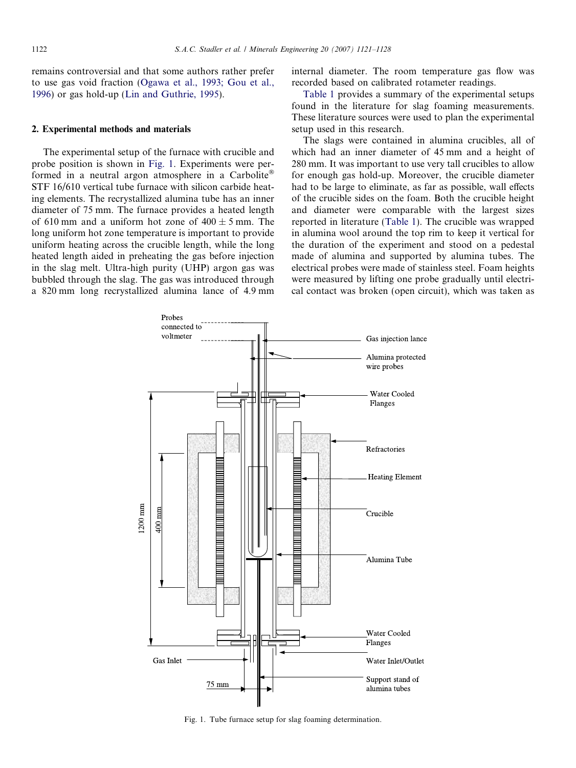remains controversial and that some authors rather prefer to use gas void fraction (Ogawa et al., 1993; Gou et al., 1996) or gas hold-up (Lin and Guthrie, 1995).

## 2. Experimental methods and materials

The experimental setup of the furnace with crucible and probe position is shown in Fig. 1. Experiments were performed in a neutral argon atmosphere in a Carbolite® STF 16/610 vertical tube furnace with silicon carbide heating elements. The recrystallized alumina tube has an inner diameter of 75 mm. The furnace provides a heated length of 610 mm and a uniform hot zone of 400 ± 5 mm. The long uniform hot zone temperature is important to provide uniform heating across the crucible length, while the long heated length aided in preheating the gas before injection in the slag melt. Ultra-high purity (UHP) argon gas was bubbled through the slag. The gas was introduced through a 820 mm long recrystallized alumina lance of 4.9 mm internal diameter. The room temperature gas flow was recorded based on calibrated rotameter readings.

Table 1 provides a summary of the experimental setups found in the literature for slag foaming measurements. These literature sources were used to plan the experimental setup used in this research.

The slags were contained in alumina crucibles, all of which had an inner diameter of 45 mm and a height of 280 mm. It was important to use very tall crucibles to allow for enough gas hold-up. Moreover, the crucible diameter had to be large to eliminate, as far as possible, wall effects of the crucible sides on the foam. Both the crucible height and diameter were comparable with the largest sizes reported in literature (Table 1). The crucible was wrapped in alumina wool around the top rim to keep it vertical for the duration of the experiment and stood on a pedestal made of alumina and supported by alumina tubes. The electrical probes were made of stainless steel. Foam heights were measured by lifting one probe gradually until electrical contact was broken (open circuit), which was taken as

Fig. 1. Tube furnace setup for slag foaming determination.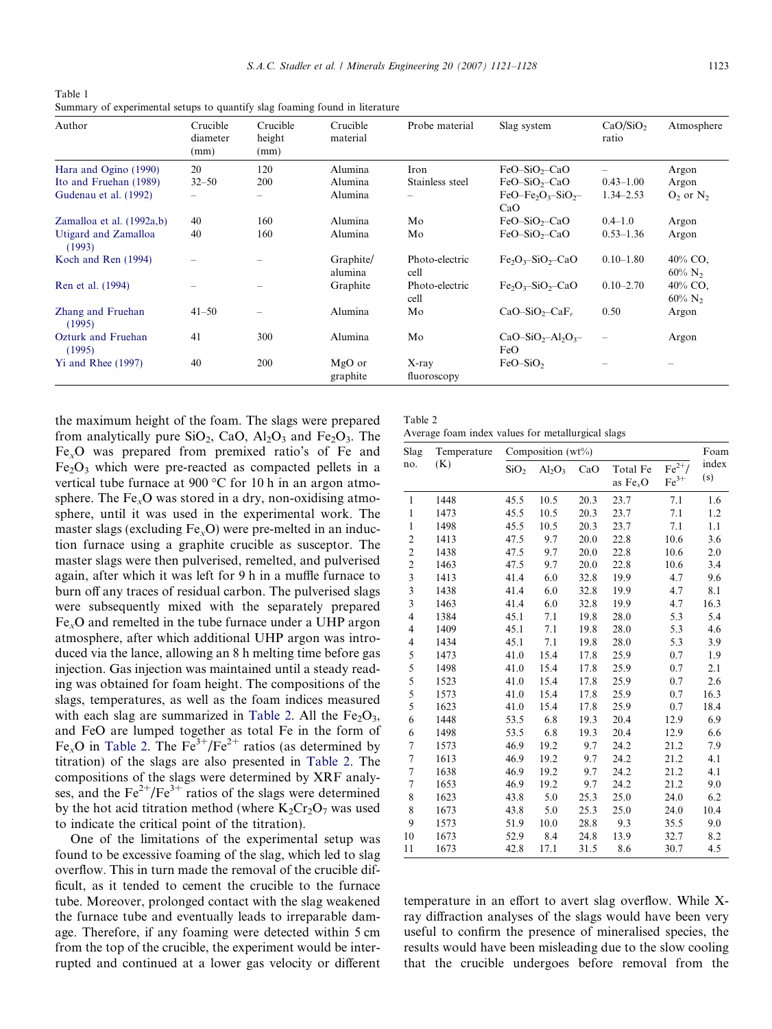Table 1
Summary of experimental setups to quantify slag foaming found in literature

| Author | Crucible diameter (mm) | Crucible height (mm) | Crucible material | Probe material | Slag system | $CaO/SiO_2$ ratio | Atmosphere |
|---|---|---|---|---|---|---|---|
| Hara and Ogino (1990) | 20 | 120 | Alumina | Iron | $FeO–SiO_2–CaO$ | – | Argon |
| Ito and Fruehan (1989) | 32–50 | 200 | Alumina | Stainless steel | $FeO–SiO_2–CaO$ | 0.43–1.00 | Argon |
| Gudenau et al. (1992) | – | – | Alumina | – | $FeO–Fe_2O_3–SiO_2–CaO$ | 1.34–2.53 | $O_2$ or $N_2$ |
| Zamalloa et al. (1992a,b) | 40 | 160 | Alumina | Mo | $FeO–SiO_2–CaO$ | 0.4–1.0 | Argon |
| Utigard and Zamalloa (1993) | 40 | 160 | Alumina | Mo | $FeO–SiO_2–CaO$ | 0.53–1.36 | Argon |
| Koch and Ren (1994) | – | – | Graphite/alumina | Photo-electric cell | $Fe_2O_3–SiO_2–CaO$ | 0.10–1.80 | 40% CO, 60% $N_2$ |
| Ren et al. (1994) | – | – | Graphite | Photo-electric cell | $Fe_2O_3–SiO_2–CaO$ | 0.10–2.70 | 40% CO, 60% $N_2$ |
| Zhang and Fruehan (1995) | 41–50 | – | Alumina | Mo | $CaO–SiO_2–CaF_r$ | 0.50 | Argon |
| Ozturk and Fruehan (1995) | 41 | 300 | Alumina | Mo | $CaO–SiO_2–Al_2O_3–FeO$ | – | Argon |
| Yi and Rhee (1997) | 40 | 200 | MgO or graphite | X-ray fluoroscopy | $FeO–SiO_2$ | – | – |

the maximum height of the foam. The slags were prepared from analytically pure $SiO_2$, CaO, $Al_2O_3$ and $Fe_2O_3$. The $Fe_xO$ was prepared from premixed ratio's of Fe and $Fe_2O_3$ which were pre-reacted as compacted pellets in a vertical tube furnace at 900 °C for 10 h in an argon atmosphere. The $Fe_xO$ was stored in a dry, non-oxidising atmosphere, until it was used in the experimental work. The master slags (excluding $Fe_xO$) were pre-melted in an induction furnace using a graphite crucible as susceptor. The master slags were then pulverised, remelted, and pulverised again, after which it was left for 9 h in a muffle furnace to burn off any traces of residual carbon. The pulverised slags were subsequently mixed with the separately prepared $Fe_xO$ and remelted in the tube furnace under a UHP argon atmosphere, after which additional UHP argon was introduced via the lance, allowing an 8 h melting time before gas injection. Gas injection was maintained until a steady reading was obtained for foam height. The compositions of the slags, temperatures, as well as the foam indices measured with each slag are summarized in Table 2. All the $Fe_2O_3$, and FeO are lumped together as total Fe in the form of $Fe_xO$ in Table 2. The $Fe^{3+}/Fe^{2+}$ ratios (as determined by titration) of the slags are also presented in Table 2. The compositions of the slags were determined by XRF analyses, and the $Fe^{2+}/Fe^{3+}$ ratios of the slags were determined by the hot acid titration method (where $K_2Cr_2O_7$ was used to indicate the critical point of the titration).

One of the limitations of the experimental setup was found to be excessive foaming of the slag, which led to slag overflow. This in turn made the removal of the crucible difficult, as it tended to cement the crucible to the furnace tube. Moreover, prolonged contact with the slag weakened the furnace tube and eventually leads to irreparable damage. Therefore, if any foaming were detected within 5 cm from the top of the crucible, the experiment would be interrupted and continued at a lower gas velocity or different temperature in an effort to avert slag overflow. While X-ray diffraction analyses of the slags would have been very useful to confirm the presence of mineralised species, the results would have been misleading due to the slow cooling that the crucible undergoes before removal from the

Table 2
Average foam index values for metallurgical slags

| Slag no. | Temperature (K) | Composition (wt%) | | | | | Foam index (s) |
|---|---|---|---|---|---|---|---|
| | | $SiO_2$ | $Al_2O_3$ | CaO | Total Fe as $Fe_xO$ | $Fe^{2+}/Fe^{3+}$ | |
| 1 | 1448 | 45.5 | 10.5 | 20.3 | 23.7 | 7.1 | 1.6 |
| 1 | 1473 | 45.5 | 10.5 | 20.3 | 23.7 | 7.1 | 1.2 |
| 1 | 1498 | 45.5 | 10.5 | 20.3 | 23.7 | 7.1 | 1.1 |
| 2 | 1413 | 47.5 | 9.7 | 20.0 | 22.8 | 10.6 | 3.6 |
| 2 | 1438 | 47.5 | 9.7 | 20.0 | 22.8 | 10.6 | 2.0 |
| 2 | 1463 | 47.5 | 9.7 | 20.0 | 22.8 | 10.6 | 3.4 |
| 3 | 1413 | 41.4 | 6.0 | 32.8 | 19.9 | 4.7 | 9.6 |
| 3 | 1438 | 41.4 | 6.0 | 32.8 | 19.9 | 4.7 | 8.1 |
| 3 | 1463 | 41.4 | 6.0 | 32.8 | 19.9 | 4.7 | 16.3 |
| 4 | 1384 | 45.1 | 7.1 | 19.8 | 28.0 | 5.3 | 5.4 |
| 4 | 1409 | 45.1 | 7.1 | 19.8 | 28.0 | 5.3 | 4.6 |
| 4 | 1434 | 45.1 | 7.1 | 19.8 | 28.0 | 5.3 | 3.9 |
| 5 | 1473 | 41.0 | 15.4 | 17.8 | 25.9 | 0.7 | 1.9 |
| 5 | 1498 | 41.0 | 15.4 | 17.8 | 25.9 | 0.7 | 2.1 |
| 5 | 1523 | 41.0 | 15.4 | 17.8 | 25.9 | 0.7 | 2.6 |
| 5 | 1573 | 41.0 | 15.4 | 17.8 | 25.9 | 0.7 | 16.3 |
| 5 | 1623 | 41.0 | 15.4 | 17.8 | 25.9 | 0.7 | 18.4 |
| 6 | 1448 | 53.5 | 6.8 | 19.3 | 20.4 | 12.9 | 6.9 |
| 6 | 1498 | 53.5 | 6.8 | 19.3 | 20.4 | 12.9 | 6.6 |
| 7 | 1573 | 46.9 | 19.2 | 9.7 | 24.2 | 21.2 | 7.9 |
| 7 | 1613 | 46.9 | 19.2 | 9.7 | 24.2 | 21.2 | 4.1 |
| 7 | 1638 | 46.9 | 19.2 | 9.7 | 24.2 | 21.2 | 4.1 |
| 7 | 1653 | 46.9 | 19.2 | 9.7 | 24.2 | 21.2 | 9.0 |
| 8 | 1623 | 43.8 | 5.0 | 25.3 | 25.0 | 24.0 | 6.2 |
| 8 | 1673 | 43.8 | 5.0 | 25.3 | 25.0 | 24.0 | 10.4 |
| 9 | 1573 | 51.9 | 10.0 | 28.8 | 9.3 | 35.5 | 9.0 |
| 10 | 1673 | 52.9 | 8.4 | 24.8 | 13.9 | 32.7 | 8.2 |
| 11 | 1673 | 42.8 | 17.1 | 31.5 | 8.6 | 30.7 | 4.5 |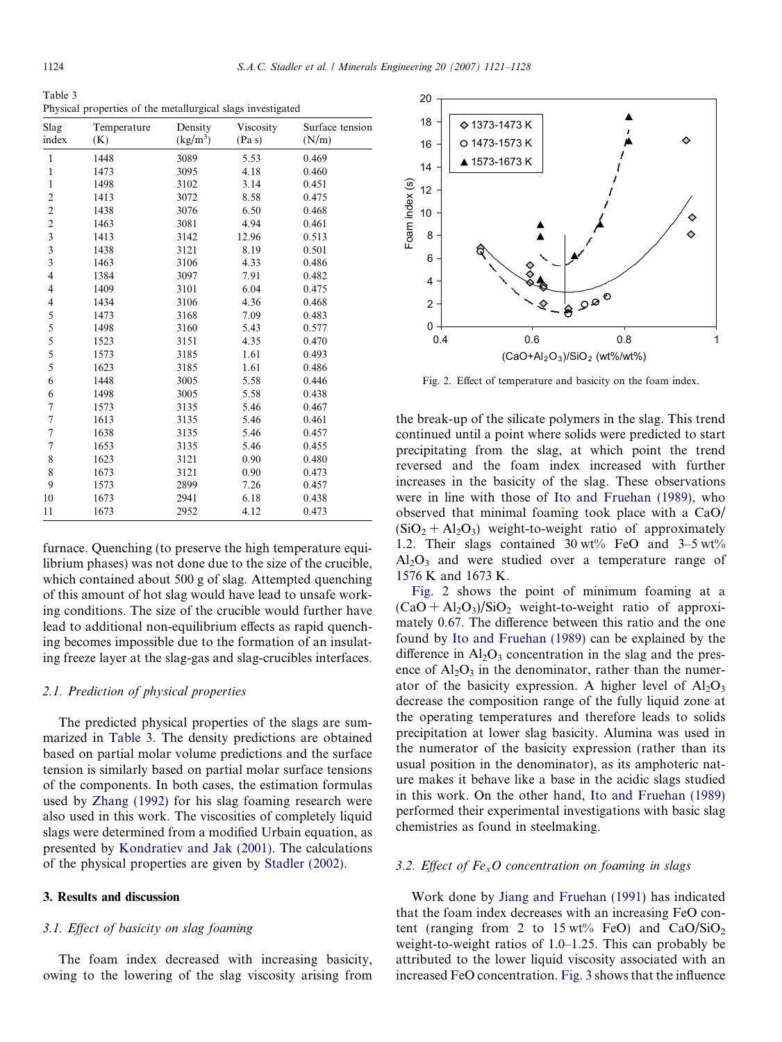Table 3
Physical properties of the metallurgical slags investigated

| Slag index | Temperature (K) | Density ($kg/m^3$) | Viscosity (Pa s) | Surface tension (N/m) |
|---|---|---|---|---|
| 1 | 1448 | 3089 | 5.53 | 0.469 |
| 1 | 1473 | 3095 | 4.18 | 0.460 |
| 1 | 1498 | 3102 | 3.14 | 0.451 |
| 2 | 1413 | 3072 | 8.58 | 0.475 |
| 2 | 1438 | 3076 | 6.50 | 0.468 |
| 2 | 1463 | 3081 | 4.94 | 0.461 |
| 3 | 1413 | 3142 | 12.96 | 0.513 |
| 3 | 1438 | 3121 | 8.19 | 0.501 |
| 3 | 1463 | 3106 | 4.33 | 0.486 |
| 4 | 1384 | 3097 | 7.91 | 0.482 |
| 4 | 1409 | 3101 | 6.04 | 0.475 |
| 4 | 1434 | 3106 | 4.36 | 0.468 |
| 5 | 1473 | 3168 | 7.09 | 0.483 |
| 5 | 1498 | 3160 | 5.43 | 0.577 |
| 5 | 1523 | 3151 | 4.35 | 0.470 |
| 5 | 1573 | 3185 | 1.61 | 0.493 |
| 5 | 1623 | 3185 | 1.61 | 0.486 |
| 6 | 1448 | 3005 | 5.58 | 0.446 |
| 6 | 1498 | 3005 | 5.58 | 0.438 |
| 7 | 1573 | 3135 | 5.46 | 0.467 |
| 7 | 1613 | 3135 | 5.46 | 0.461 |
| 7 | 1638 | 3135 | 5.46 | 0.457 |
| 7 | 1653 | 3135 | 5.46 | 0.455 |
| 8 | 1623 | 3121 | 0.90 | 0.480 |
| 8 | 1673 | 3121 | 0.90 | 0.473 |
| 9 | 1573 | 2899 | 7.26 | 0.457 |
| 10 | 1673 | 2941 | 6.18 | 0.438 |
| 11 | 1673 | 2952 | 4.12 | 0.473 |

furnace. Quenching (to preserve the high temperature equilibrium phases) was not done due to the size of the crucible, which contained about 500 g of slag. Attempted quenching of this amount of hot slag would have lead to unsafe working conditions. The size of the crucible would further have lead to additional non-equilibrium effects as rapid quenching becomes impossible due to the formation of an insulating freeze layer at the slag-gas and slag-crucibles interfaces.

### 2.1. Prediction of physical properties

The predicted physical properties of the slags are summarized in Table 3. The density predictions are obtained based on partial molar volume predictions and the surface tension is similarly based on partial molar surface tensions of the components. In both cases, the estimation formulas used by Zhang (1992) for his slag foaming research were also used in this work. The viscosities of completely liquid slags were determined from a modified Urbain equation, as presented by Kondratiev and Jak (2001). The calculations of the physical properties are given by Stadler (2002).

## 3. Results and discussion

### 3.1. Effect of basicity on slag foaming

The foam index decreased with increasing basicity, owing to the lowering of the slag viscosity arising from the break-up of the silicate polymers in the slag. This trend continued until a point where solids were predicted to start precipitating from the slag, at which point the trend reversed and the foam index increased with further increases in the basicity of the slag. These observations were in line with those of Ito and Fruehan (1989), who observed that minimal foaming took place with a $CaO/(SiO_2+Al_2O_3)$ weight-to-weight ratio of approximately 1.2. Their slags contained 30 wt% FeO and 3–5 wt% $Al_2O_3$ and were studied over a temperature range of 1576 K and 1673 K.

Fig. 2. Effect of temperature and basicity on the foam index.

Fig. 2 shows the point of minimum foaming at a $(CaO+Al_2O_3)/SiO_2$ weight-to-weight ratio of approximately 0.67. The difference between this ratio and the one found by Ito and Fruehan (1989) can be explained by the difference in $Al_2O_3$ concentration in the slag and the presence of $Al_2O_3$ in the denominator, rather than the numerator of the basicity expression. A higher level of $Al_2O_3$ decrease the composition range of the fully liquid zone at the operating temperatures and therefore leads to solids precipitation at lower slag basicity. Alumina was used in the numerator of the basicity expression (rather than its usual position in the denominator), as its amphoteric nature makes it behave like a base in the acidic slags studied in this work. On the other hand, Ito and Fruehan (1989) performed their experimental investigations with basic slag chemistries as found in steelmaking.

### 3.2. Effect of $Fe_xO$ concentration on foaming in slags

Work done by Jiang and Fruehan (1991) has indicated that the foam index decreases with an increasing FeO content (ranging from 2 to 15 wt% FeO) and $CaO/SiO_2$ weight-to-weight ratios of 1.0–1.25. This can probably be attributed to the lower liquid viscosity associated with an increased FeO concentration. Fig. 3 shows that the influence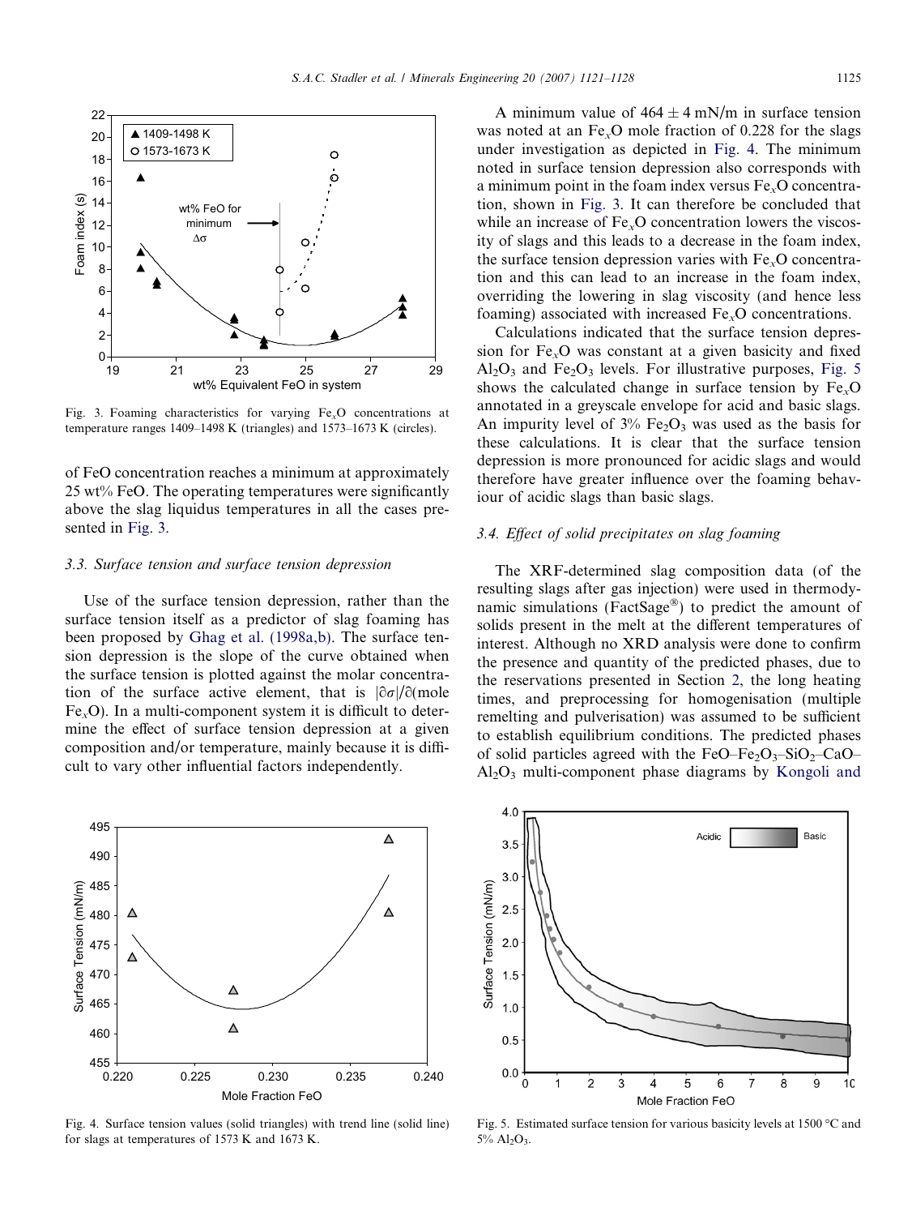Fig. 3. Foaming characteristics for varying $Fe_xO$ concentrations at temperature ranges 1409–1498 K (triangles) and 1573–1673 K (circles).

of FeO concentration reaches a minimum at approximately 25 wt% FeO. The operating temperatures were significantly above the slag liquidus temperatures in all the cases presented in Fig. 3.

### 3.3. Surface tension and surface tension depression

Use of the surface tension depression, rather than the surface tension itself as a predictor of slag foaming has been proposed by Ghag et al. (1998a,b). The surface tension depression is the slope of the curve obtained when the surface tension is plotted against the molar concentration of the surface active element, that is $|\partial\sigma|/\partial(\text{mole } Fe_xO)$. In a multi-component system it is difficult to determine the effect of surface tension depression at a given composition and/or temperature, mainly because it is difficult to vary other influential factors independently.

A minimum value of $464 \pm 4$ mN/m in surface tension was noted at an $Fe_xO$ mole fraction of 0.228 for the slags under investigation as depicted in Fig. 4. The minimum noted in surface tension depression also corresponds with a minimum point in the foam index versus $Fe_xO$ concentration, shown in Fig. 3. It can therefore be concluded that while an increase of $Fe_xO$ concentration lowers the viscosity of slags and this leads to a decrease in the foam index, the surface tension depression varies with $Fe_xO$ concentration and this can lead to an increase in the foam index, overriding the lowering in slag viscosity (and hence less foaming) associated with increased $Fe_xO$ concentrations.

Calculations indicated that the surface tension depression for $Fe_xO$ was constant at a given basicity and fixed $Al_2O_3$ and $Fe_2O_3$ levels. For illustrative purposes, Fig. 5 shows the calculated change in surface tension by $Fe_xO$ annotated in a greyscale envelope for acid and basic slags. An impurity level of 3% $Fe_2O_3$ was used as the basis for these calculations. It is clear that the surface tension depression is more pronounced for acidic slags and would therefore have greater influence over the foaming behaviour of acidic slags than basic slags.

### 3.4. Effect of solid precipitates on slag foaming

The XRF-determined slag composition data (of the resulting slags after gas injection) were used in thermodynamic simulations (FactSage®) to predict the amount of solids present in the melt at the different temperatures of interest. Although no XRD analysis were done to confirm the presence and quantity of the predicted phases, due to the reservations presented in Section 2, the long heating times, and preprocessing for homogenisation (multiple remelting and pulverisation) was assumed to be sufficient to establish equilibrium conditions. The predicted phases of solid particles agreed with the $FeO–Fe_2O_3–SiO_2–CaO–Al_2O_3$ multi-component phase diagrams by Kongoli and

Fig. 4. Surface tension values (solid triangles) with trend line (solid line) for slags at temperatures of 1573 K and 1673 K.

Fig. 5. Estimated surface tension for various basicity levels at 1500 °C and 5% $Al_2O_3$.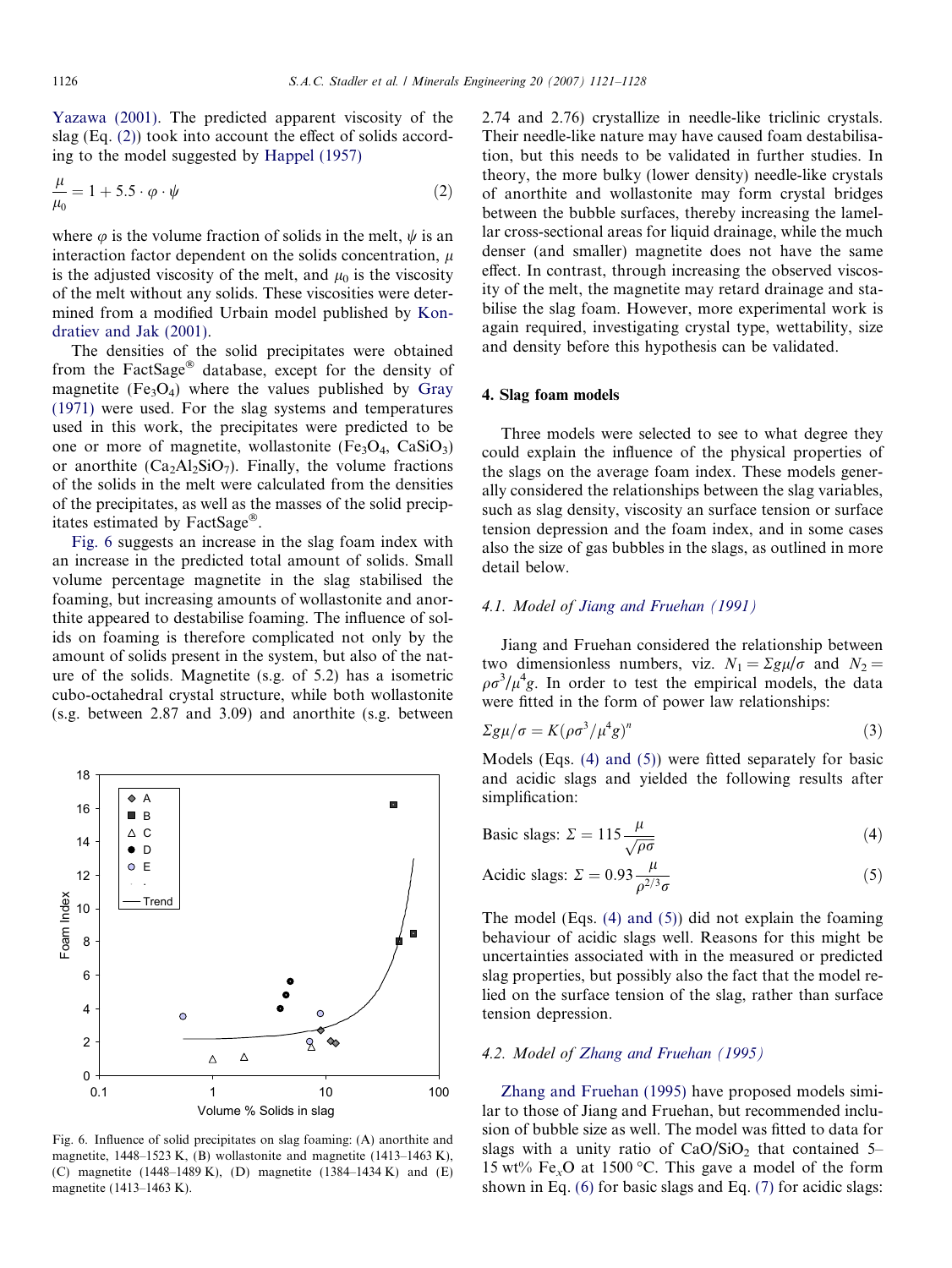Yazawa (2001). The predicted apparent viscosity of the slag (Eq. (2)) took into account the effect of solids according to the model suggested by Happel (1957)

$$\frac{\mu}{\mu_0} = 1 + 5.5 \cdot \varphi \cdot \psi \tag{2}$$

where $\varphi$ is the volume fraction of solids in the melt, $\psi$ is an interaction factor dependent on the solids concentration, $\mu$ is the adjusted viscosity of the melt, and $\mu_0$ is the viscosity of the melt without any solids. These viscosities were determined from a modified Urbain model published by Kondratiev and Jak (2001).

The densities of the solid precipitates were obtained from the FactSage® database, except for the density of magnetite ($Fe_3O_4$) where the values published by Gray (1971) were used. For the slag systems and temperatures used in this work, the precipitates were predicted to be one or more of magnetite, wollastonite ($Fe_3O_4$, $CaSiO_3$) or anorthite ($Ca_2Al_2SiO_7$). Finally, the volume fractions of the solids in the melt were calculated from the densities of the precipitates, as well as the masses of the solid precipitates estimated by FactSage®.

Fig. 6 suggests an increase in the slag foam index with an increase in the predicted total amount of solids. Small volume percentage magnetite in the slag stabilised the foaming, but increasing amounts of wollastonite and anorthite appeared to destabilise foaming. The influence of solids on foaming is therefore complicated not only by the amount of solids present in the system, but also of the nature of the solids. Magnetite (s.g. of 5.2) has a isometric cubo-octahedral crystal structure, while both wollastonite (s.g. between 2.87 and 3.09) and anorthite (s.g. between 2.74 and 2.76) crystallize in needle-like triclinic crystals. Their needle-like nature may have caused foam destabilisation, but this needs to be validated in further studies. In theory, the more bulky (lower density) needle-like crystals of anorthite and wollastonite may form crystal bridges between the bubble surfaces, thereby increasing the lamellar cross-sectional areas for liquid drainage, while the much denser (and smaller) magnetite does not have the same effect. In contrast, through increasing the observed viscosity of the melt, the magnetite may retard drainage and stabilise the slag foam. However, more experimental work is again required, investigating crystal type, wettability, size and density before this hypothesis can be validated.

Fig. 6. Influence of solid precipitates on slag foaming: (A) anorthite and magnetite, 1448–1523 K, (B) wollastonite and magnetite (1413–1463 K), (C) magnetite (1448–1489 K), (D) magnetite (1384–1434 K) and (E) magnetite (1413–1463 K).

## 4. Slag foam models

Three models were selected to see to what degree they could explain the influence of the physical properties of the slags on the average foam index. These models generally considered the relationships between the slag variables, such as slag density, viscosity an surface tension or surface tension depression and the foam index, and in some cases also the size of gas bubbles in the slags, as outlined in more detail below.

### 4.1. Model of Jiang and Fruehan (1991)

Jiang and Fruehan considered the relationship between two dimensionless numbers, viz. $N_1 = \Sigma g\mu/\sigma$ and $N_2 = \rho\sigma^3/\mu^4 g$. In order to test the empirical models, the data were fitted in the form of power law relationships:

$$\Sigma g\mu/\sigma = K(\rho\sigma^3/\mu^4 g)^n \tag{3}$$

Models (Eqs. (4) and (5)) were fitted separately for basic and acidic slags and yielded the following results after simplification:

$$\text{Basic slags: } \Sigma = 115\frac{\mu}{\sqrt{\rho\sigma}} \tag{4}$$

$$\text{Acidic slags: } \Sigma = 0.93\frac{\mu}{\rho^{2/3}\sigma} \tag{5}$$

The model (Eqs. (4) and (5)) did not explain the foaming behaviour of acidic slags well. Reasons for this might be uncertainties associated with in the measured or predicted slag properties, but possibly also the fact that the model relied on the surface tension of the slag, rather than surface tension depression.

### 4.2. Model of Zhang and Fruehan (1995)

Zhang and Fruehan (1995) have proposed models similar to those of Jiang and Fruehan, but recommended inclusion of bubble size as well. The model was fitted to data for slags with a unity ratio of $CaO/SiO_2$ that contained 5–15 wt% $Fe_xO$ at 1500 °C. This gave a model of the form shown in Eq. (6) for basic slags and Eq. (7) for acidic slags: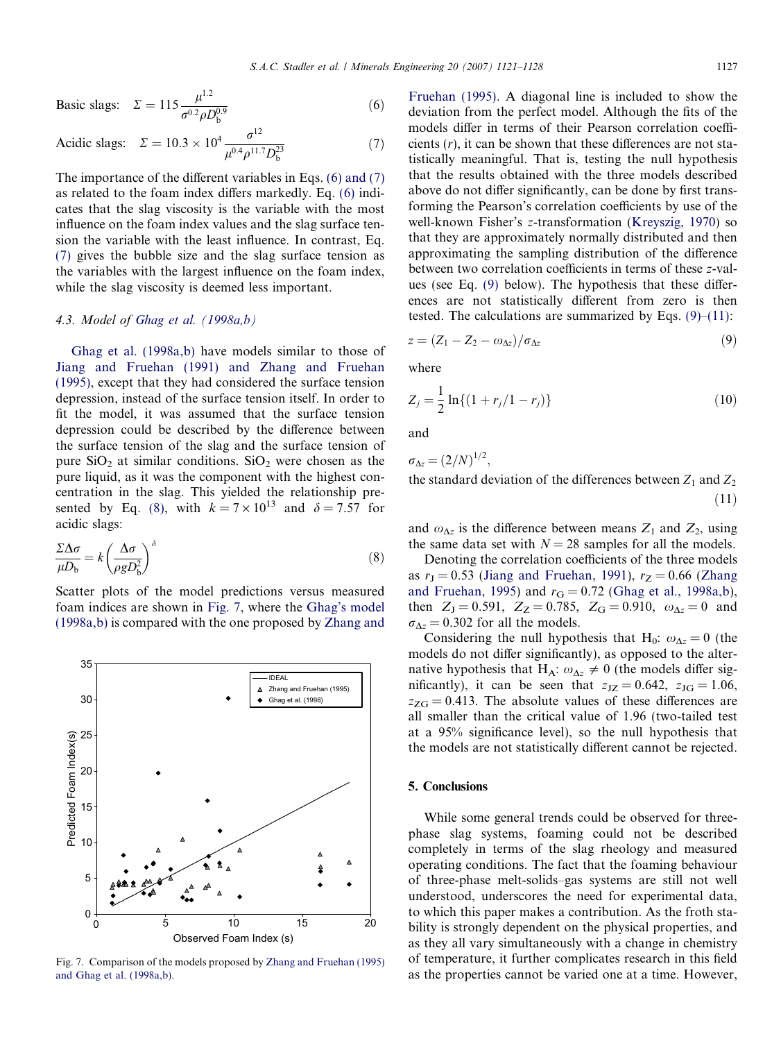Basic slags: $$\Sigma = 115 \frac{\mu^{1.2}}{\sigma^{0.2} \rho D_b^{0.9}} \tag{6}$$

Acidic slags: $$\Sigma = 10.3 \times 10^4 \frac{\sigma^{12}}{\mu^{0.4} \rho^{11.7} D_b^{23}} \tag{7}$$

The importance of the different variables in Eqs. (6) and (7) as related to the foam index differs markedly. Eq. (6) indicates that the slag viscosity is the variable with the most influence on the foam index values and the slag surface tension the variable with the least influence. In contrast, Eq. (7) gives the bubble size and the slag surface tension as the variables with the largest influence on the foam index, while the slag viscosity is deemed less important.

### 4.3. Model of Ghag et al. (1998a,b)

Ghag et al. (1998a,b) have models similar to those of Jiang and Fruehan (1991) and Zhang and Fruehan (1995), except that they had considered the surface tension depression, instead of the surface tension itself. In order to fit the model, it was assumed that the surface tension depression could be described by the difference between the surface tension of the slag and the surface tension of pure $SiO_2$ at similar conditions. $SiO_2$ were chosen as the pure liquid, as it was the component with the highest concentration in the slag. This yielded the relationship presented by Eq. (8), with $k = 7 \times 10^{13}$ and $\delta = 7.57$ for acidic slags:

$$\frac{\Sigma \Delta\sigma}{\mu D_b} = k \left( \frac{\Delta\sigma}{\rho g D_b^2} \right)^{\delta} \tag{8}$$

Scatter plots of the model predictions versus measured foam indices are shown in Fig. 7, where the Ghag's model (1998a,b) is compared with the one proposed by Zhang and Fruehan (1995). A diagonal line is included to show the deviation from the perfect model. Although the fits of the models differ in terms of their Pearson correlation coefficients ($r$), it can be shown that these differences are not statistically meaningful. That is, testing the null hypothesis that the results obtained with the three models described above do not differ significantly, can be done by first transforming the Pearson's correlation coefficients by use of the well-known Fisher's $z$-transformation (Kreyszig, 1970) so that they are approximately normally distributed and then approximating the sampling distribution of the difference between two correlation coefficients in terms of these $z$-values (see Eq. (9) below). The hypothesis that these differences are not statistically different from zero is then tested. The calculations are summarized by Eqs. (9)–(11):

$$z = (Z_1 - Z_2 - \omega_{\Delta z})/\sigma_{\Delta z} \tag{9}$$

where

$$Z_j = \frac{1}{2} \ln\{(1 + r_j/1 - r_j)\} \tag{10}$$

and

$\sigma_{\Delta z} = (2/N)^{1/2}$,

the standard deviation of the differences between $Z_1$ and $Z_2$ (11)

and $\omega_{\Delta z}$ is the difference between means $Z_1$ and $Z_2$, using the same data set with $N = 28$ samples for all the models.

Denoting the correlation coefficients of the three models as $r_J = 0.53$ (Jiang and Fruehan, 1991), $r_Z = 0.66$ (Zhang and Fruehan, 1995) and $r_G = 0.72$ (Ghag et al., 1998a,b), then $Z_J = 0.591$, $Z_Z = 0.785$, $Z_G = 0.910$, $\omega_{\Delta z} = 0$ and $\sigma_{\Delta z} = 0.302$ for all the models.

Considering the null hypothesis that $H_0$: $\omega_{\Delta z} = 0$ (the models do not differ significantly), as opposed to the alternative hypothesis that $H_A$: $\omega_{\Delta z} \neq 0$ (the models differ significantly), it can be seen that $z_{JZ} = 0.642$, $z_{JG} = 1.06$, $z_{ZG} = 0.413$. The absolute values of these differences are all smaller than the critical value of 1.96 (two-tailed test at a 95% significance level), so the null hypothesis that the models are not statistically different cannot be rejected.

Fig. 7. Comparison of the models proposed by Zhang and Fruehan (1995) and Ghag et al. (1998a,b).

## 5. Conclusions

While some general trends could be observed for three-phase slag systems, foaming could not be described completely in terms of the slag rheology and measured operating conditions. The fact that the foaming behaviour of three-phase melt-solids–gas systems are still not well understood, underscores the need for experimental data, to which this paper makes a contribution. As the froth stability is strongly dependent on the physical properties, and as they all vary simultaneously with a change in chemistry of temperature, it further complicates research in this field as the properties cannot be varied one at a time. However,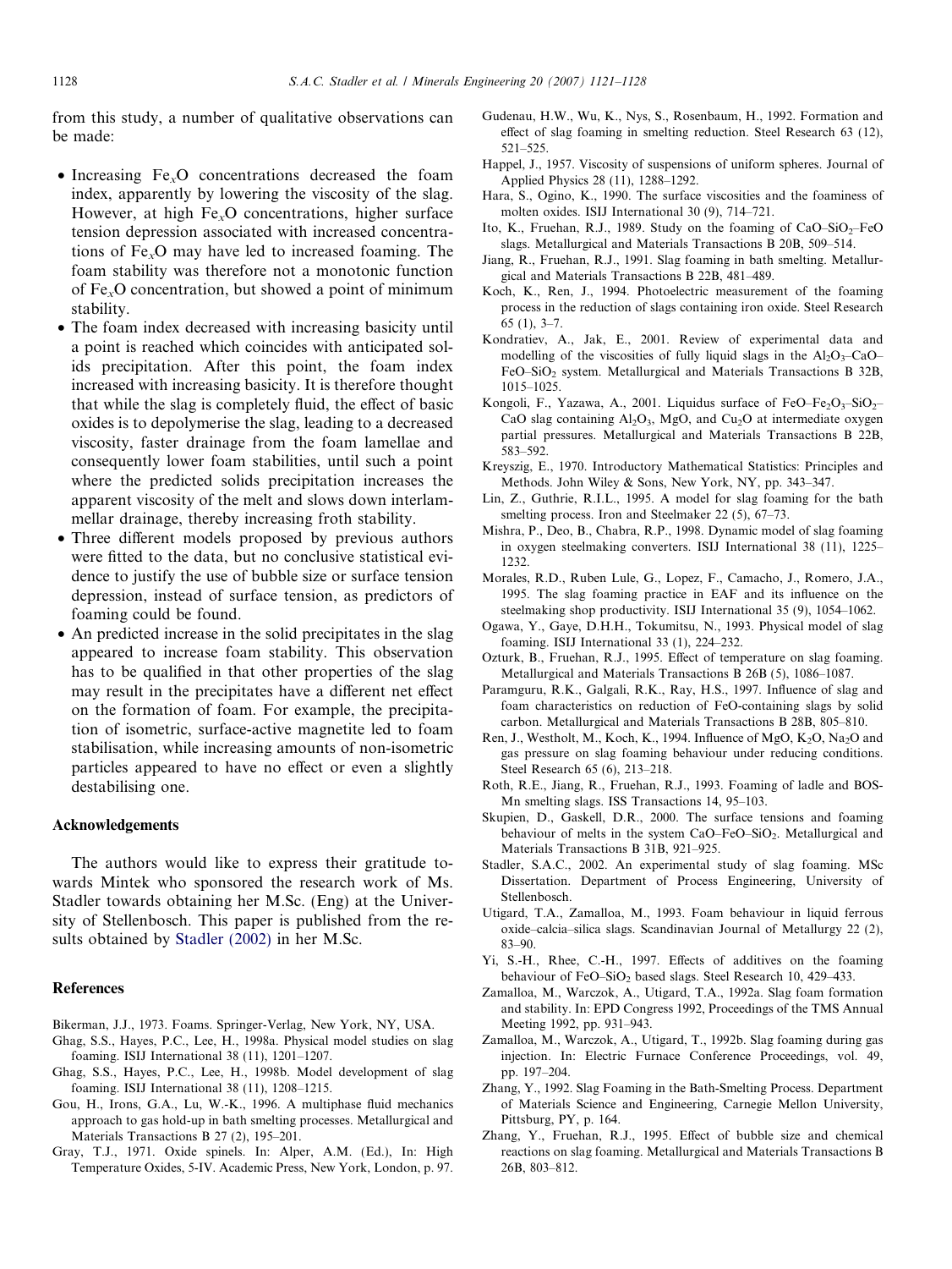from this study, a number of qualitative observations can be made:

- Increasing $Fe_xO$ concentrations decreased the foam index, apparently by lowering the viscosity of the slag. However, at high $Fe_xO$ concentrations, higher surface tension depression associated with increased concentrations of $Fe_xO$ may have led to increased foaming. The foam stability was therefore not a monotonic function of $Fe_xO$ concentration, but showed a point of minimum stability.
- The foam index decreased with increasing basicity until a point is reached which coincides with anticipated solids precipitation. After this point, the foam index increased with increasing basicity. It is therefore thought that while the slag is completely fluid, the effect of basic oxides is to depolymerise the slag, leading to a decreased viscosity, faster drainage from the foam lamellae and consequently lower foam stabilities, until such a point where the predicted solids precipitation increases the apparent viscosity of the melt and slows down interlammellar drainage, thereby increasing froth stability.
- Three different models proposed by previous authors were fitted to the data, but no conclusive statistical evidence to justify the use of bubble size or surface tension depression, instead of surface tension, as predictors of foaming could be found.
- An predicted increase in the solid precipitates in the slag appeared to increase foam stability. This observation has to be qualified in that other properties of the slag may result in the precipitates have a different net effect on the formation of foam. For example, the precipitation of isometric, surface-active magnetite led to foam stabilisation, while increasing amounts of non-isometric particles appeared to have no effect or even a slightly destabilising one.

## Acknowledgements

The authors would like to express their gratitude towards Mintek who sponsored the research work of Ms. Stadler towards obtaining her M.Sc. (Eng) at the University of Stellenbosch. This paper is published from the results obtained by Stadler (2002) in her M.Sc.

## References

Bikerman, J.J., 1973. Foams. Springer-Verlag, New York, NY, USA.

Ghag, S.S., Hayes, P.C., Lee, H., 1998a. Physical model studies on slag foaming. ISIJ International 38 (11), 1201–1207.

Ghag, S.S., Hayes, P.C., Lee, H., 1998b. Model development of slag foaming. ISIJ International 38 (11), 1208–1215.

Gou, H., Irons, G.A., Lu, W.-K., 1996. A multiphase fluid mechanics approach to gas hold-up in bath smelting processes. Metallurgical and Materials Transactions B 27 (2), 195–201.

Gray, T.J., 1971. Oxide spinels. In: Alper, A.M. (Ed.), In: High Temperature Oxides, 5-IV. Academic Press, New York, London, p. 97.

Gudenau, H.W., Wu, K., Nys, S., Rosenbaum, H., 1992. Formation and effect of slag foaming in smelting reduction. Steel Research 63 (12), 521–525.

Happel, J., 1957. Viscosity of suspensions of uniform spheres. Journal of Applied Physics 28 (11), 1288–1292.

Hara, S., Ogino, K., 1990. The surface viscosities and the foaminess of molten oxides. ISIJ International 30 (9), 714–721.

Ito, K., Fruehan, R.J., 1989. Study on the foaming of $CaO–SiO_2–FeO$ slags. Metallurgical and Materials Transactions B 20B, 509–514.

Jiang, R., Fruehan, R.J., 1991. Slag foaming in bath smelting. Metallurgical and Materials Transactions B 22B, 481–489.

Koch, K., Ren, J., 1994. Photoelectric measurement of the foaming process in the reduction of slags containing iron oxide. Steel Research 65 (1), 3–7.

Kondratiev, A., Jak, E., 2001. Review of experimental data and modelling of the viscosities of fully liquid slags in the $Al_2O_3–CaO–FeO–SiO_2$ system. Metallurgical and Materials Transactions B 32B, 1015–1025.

Kongoli, F., Yazawa, A., 2001. Liquidus surface of $FeO–Fe_2O_3–SiO_2–CaO$ slag containing $Al_2O_3$, MgO, and $Cu_2O$ at intermediate oxygen partial pressures. Metallurgical and Materials Transactions B 22B, 583–592.

Kreyszig, E., 1970. Introductory Mathematical Statistics: Principles and Methods. John Wiley & Sons, New York, NY, pp. 343–347.

Lin, Z., Guthrie, R.I.L., 1995. A model for slag foaming for the bath smelting process. Iron and Steelmaker 22 (5), 67–73.

Mishra, P., Deo, B., Chabra, R.P., 1998. Dynamic model of slag foaming in oxygen steelmaking converters. ISIJ International 38 (11), 1225–1232.

Morales, R.D., Ruben Lule, G., Lopez, F., Camacho, J., Romero, J.A., 1995. The slag foaming practice in EAF and its influence on the steelmaking shop productivity. ISIJ International 35 (9), 1054–1062.

Ogawa, Y., Gaye, D.H.H., Tokumitsu, N., 1993. Physical model of slag foaming. ISIJ International 33 (1), 224–232.

Ozturk, B., Fruehan, R.J., 1995. Effect of temperature on slag foaming. Metallurgical and Materials Transactions B 26B (5), 1086–1087.

Paramguru, R.K., Galgali, R.K., Ray, H.S., 1997. Influence of slag and foam characteristics on reduction of FeO-containing slags by solid carbon. Metallurgical and Materials Transactions B 28B, 805–810.

Ren, J., Westholt, M., Koch, K., 1994. Influence of MgO, $K_2O$, $Na_2O$ and gas pressure on slag foaming behaviour under reducing conditions. Steel Research 65 (6), 213–218.

Roth, R.E., Jiang, R., Fruehan, R.J., 1993. Foaming of ladle and BOS-Mn smelting slags. ISS Transactions 14, 95–103.

Skupien, D., Gaskell, D.R., 2000. The surface tensions and foaming behaviour of melts in the system $CaO–FeO–SiO_2$. Metallurgical and Materials Transactions B 31B, 921–925.

Stadler, S.A.C., 2002. An experimental study of slag foaming. MSc Dissertation. Department of Process Engineering, University of Stellenbosch.

Utigard, T.A., Zamalloa, M., 1993. Foam behaviour in liquid ferrous oxide–calcia–silica slags. Scandinavian Journal of Metallurgy 22 (2), 83–90.

Yi, S.-H., Rhee, C.-H., 1997. Effects of additives on the foaming behaviour of $FeO–SiO_2$ based slags. Steel Research 10, 429–433.

Zamalloa, M., Warczok, A., Utigard, T.A., 1992a. Slag foam formation and stability. In: EPD Congress 1992, Proceedings of the TMS Annual Meeting 1992, pp. 931–943.

Zamalloa, M., Warczok, A., Utigard, T., 1992b. Slag foaming during gas injection. In: Electric Furnace Conference Proceedings, vol. 49, pp. 197–204.

Zhang, Y., 1992. Slag Foaming in the Bath-Smelting Process. Department of Materials Science and Engineering, Carnegie Mellon University, Pittsburg, PY, p. 164.

Zhang, Y., Fruehan, R.J., 1995. Effect of bubble size and chemical reactions on slag foaming. Metallurgical and Materials Transactions B 26B, 803–812.